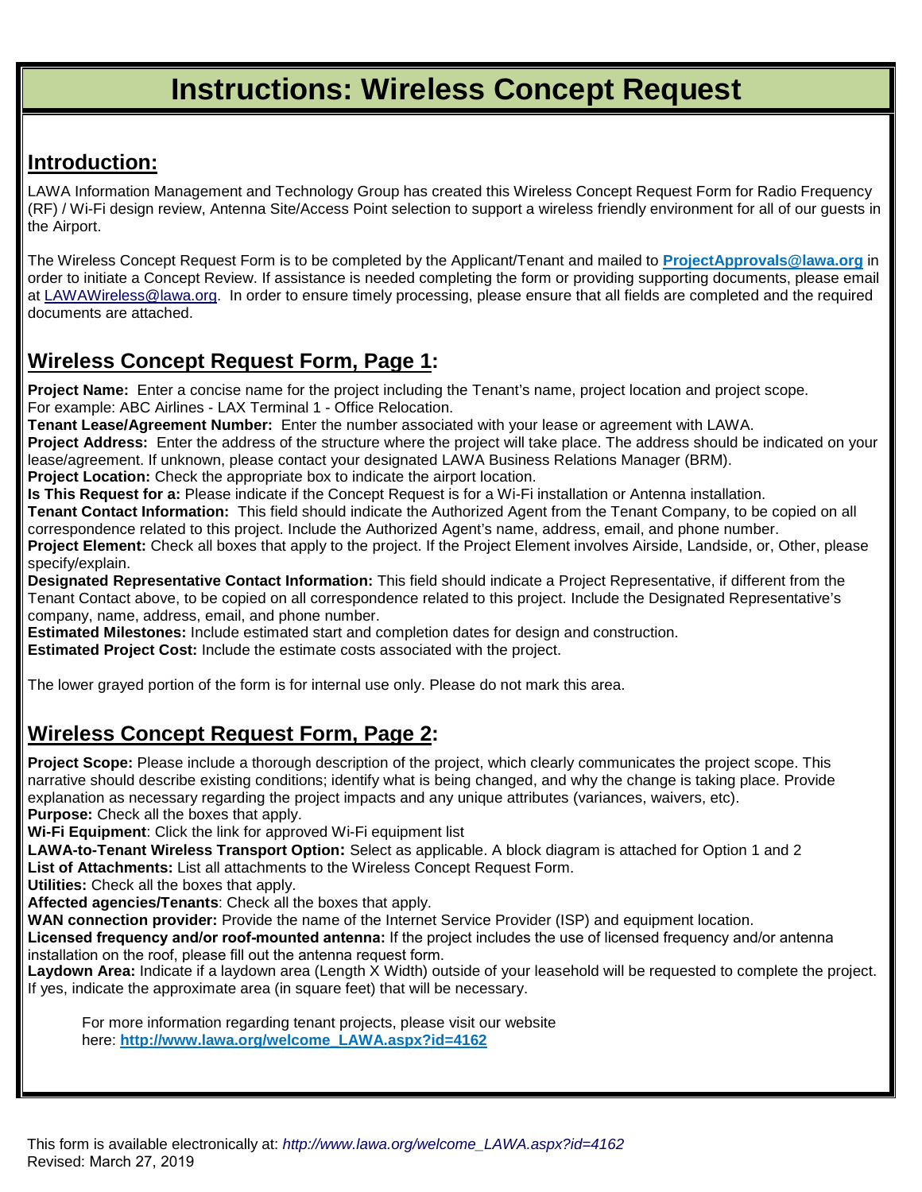# Instructions: Wireless Concept Request

## Introduction:

LAWA Information Management and Technology Group has created this Wireless Concept Request Form for Radio Frequency (RF) / Wi-Fi design review, Antenna Site/Access Point selection to support a wireless friendly environment for all of our guests in the Airport.

The Wireless Concept Request Form is to be completed by the Applicant/Tenant and mailed to **ProjectApprovals@lawa.org** in order to initiate a Concept Review. If assistance is needed completing the form or providing supporting documents, please email at LAWAWireless@lawa.org. In order to ensure timely processing, please ensure that all fields are completed and the required documents are attached.

## Wireless Concept Request Form, Page 1:

**Project Name:** Enter a concise name for the project including the Tenant's name, project location and project scope. For example: ABC Airlines - LAX Terminal 1 - Office Relocation.
**Tenant Lease/Agreement Number:** Enter the number associated with your lease or agreement with LAWA.
**Project Address:** Enter the address of the structure where the project will take place. The address should be indicated on your lease/agreement. If unknown, please contact your designated LAWA Business Relations Manager (BRM).
**Project Location:** Check the appropriate box to indicate the airport location.
**Is This Request for a:** Please indicate if the Concept Request is for a Wi-Fi installation or Antenna installation.
**Tenant Contact Information:** This field should indicate the Authorized Agent from the Tenant Company, to be copied on all correspondence related to this project. Include the Authorized Agent's name, address, email, and phone number.
**Project Element:** Check all boxes that apply to the project. If the Project Element involves Airside, Landside, or, Other, please specify/explain.
**Designated Representative Contact Information:** This field should indicate a Project Representative, if different from the Tenant Contact above, to be copied on all correspondence related to this project. Include the Designated Representative's company, name, address, email, and phone number.
**Estimated Milestones:** Include estimated start and completion dates for design and construction.
**Estimated Project Cost:** Include the estimate costs associated with the project.

The lower grayed portion of the form is for internal use only. Please do not mark this area.

## Wireless Concept Request Form, Page 2:

**Project Scope:** Please include a thorough description of the project, which clearly communicates the project scope. This narrative should describe existing conditions; identify what is being changed, and why the change is taking place. Provide explanation as necessary regarding the project impacts and any unique attributes (variances, waivers, etc).
**Purpose:** Check all the boxes that apply.
**Wi-Fi Equipment**: Click the link for approved Wi-Fi equipment list
**LAWA-to-Tenant Wireless Transport Option:** Select as applicable. A block diagram is attached for Option 1 and 2
**List of Attachments:** List all attachments to the Wireless Concept Request Form.
**Utilities:** Check all the boxes that apply.
**Affected agencies/Tenants**: Check all the boxes that apply.
**WAN connection provider:** Provide the name of the Internet Service Provider (ISP) and equipment location.
**Licensed frequency and/or roof-mounted antenna:** If the project includes the use of licensed frequency and/or antenna installation on the roof, please fill out the antenna request form.
**Laydown Area:** Indicate if a laydown area (Length X Width) outside of your leasehold will be requested to complete the project. If yes, indicate the approximate area (in square feet) that will be necessary.

For more information regarding tenant projects, please visit our website here: **http://www.lawa.org/welcome_LAWA.aspx?id=4162**

This form is available electronically at: *http://www.lawa.org/welcome_LAWA.aspx?id=4162*
Revised: March 27, 2019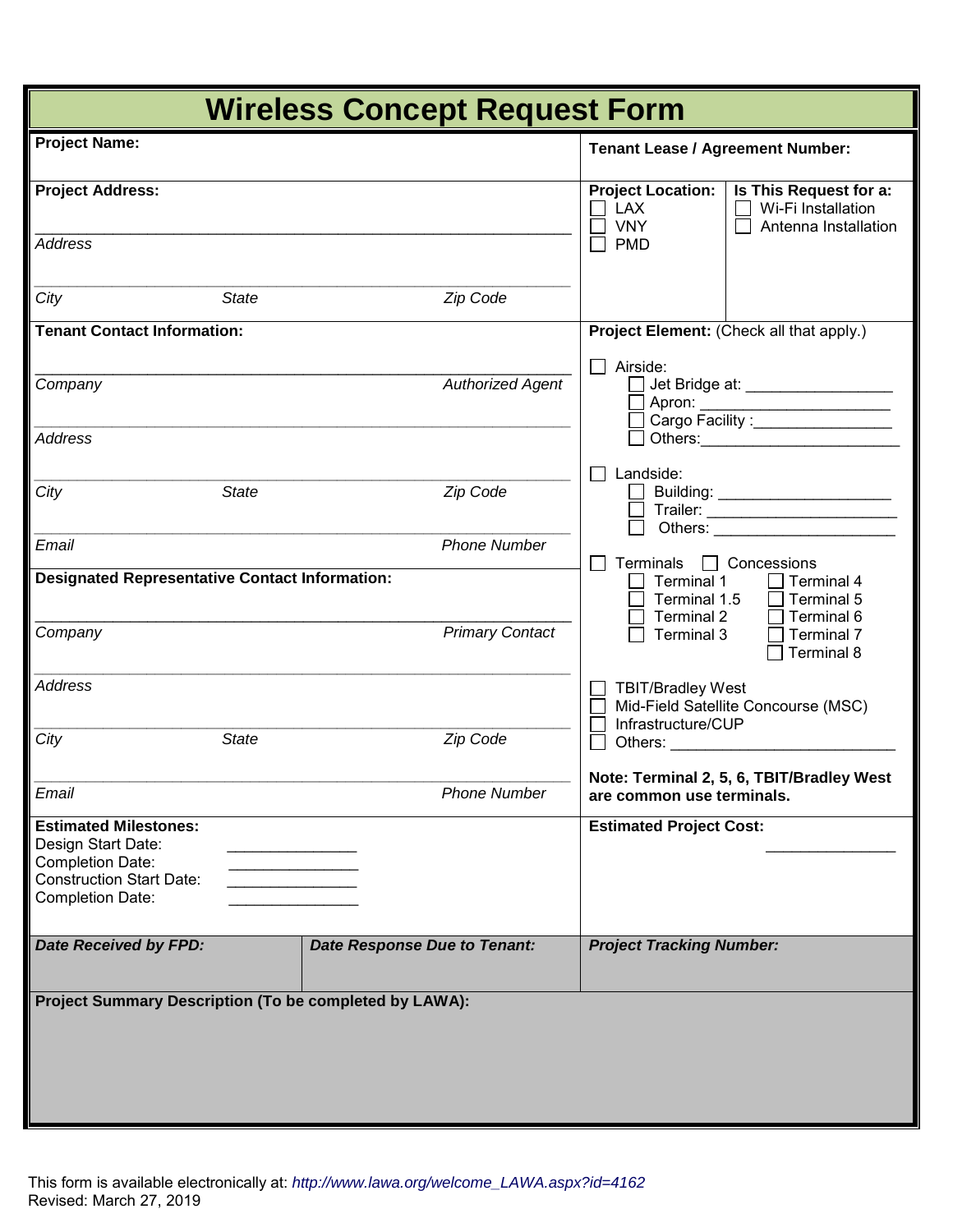# Wireless Concept Request Form

**Project Name:**

**Tenant Lease / Agreement Number:**

**Project Address:**

_______________________________________________
*Address*

_______________________________________________
*City* *State* *Zip Code*

**Project Location:**
- ☐ LAX
- ☐ VNY
- ☐ PMD

**Is This Request for a:**
- ☐ Wi-Fi Installation
- ☐ Antenna Installation

**Tenant Contact Information:**

_______________________________________________
*Company* *Authorized Agent*

_______________________________________________
*Address*

_______________________________________________
*City* *State* *Zip Code*

_______________________________________________
*Email* *Phone Number*

**Designated Representative Contact Information:**

_______________________________________________
*Company* *Primary Contact*

_______________________________________________
*Address*

_______________________________________________
*City* *State* *Zip Code*

_______________________________________________
*Email* *Phone Number*

**Project Element:** (Check all that apply.)

- ☐ Airside:
  - ☐ Jet Bridge at: ________________
  - ☐ Apron: ____________________
  - ☐ Cargo Facility :________________
  - ☐ Others:______________________
- ☐ Landside:
  - ☐ Building: ___________________
  - ☐ Trailer: _____________________
  - ☐ Others: _____________________
- ☐ Terminals ☐ Concessions
  - ☐ Terminal 1
  - ☐ Terminal 1.5
  - ☐ Terminal 2
  - ☐ Terminal 3
  - ☐ Terminal 4
  - ☐ Terminal 5
  - ☐ Terminal 6
  - ☐ Terminal 7
  - ☐ Terminal 8
- ☐ TBIT/Bradley West
- ☐ Mid-Field Satellite Concourse (MSC)
- ☐ Infrastructure/CUP
- ☐ Others: ________________________

**Note: Terminal 2, 5, 6, TBIT/Bradley West are common use terminals.**

**Estimated Milestones:**

Design Start Date: ______________
Completion Date: ______________
Construction Start Date: ______________
Completion Date: ______________

**Estimated Project Cost:** ______________

| ***Date Received by FPD:*** | ***Date Response Due to Tenant:*** | ***Project Tracking Number:*** |
|---|---|---|
| | | |

**Project Summary Description (To be completed by LAWA):**

This form is available electronically at: *http://www.lawa.org/welcome_LAWA.aspx?id=4162*
Revised: March 27, 2019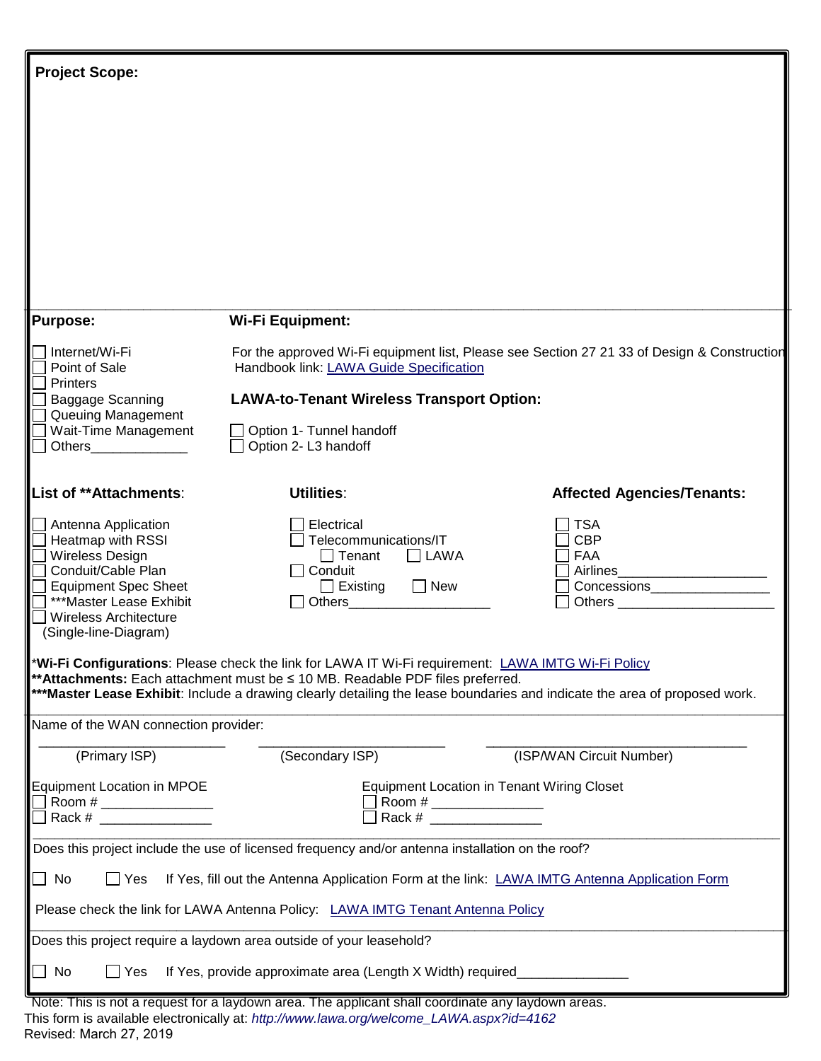**Project Scope:**

**Purpose:**

- ☐ Internet/Wi-Fi
- ☐ Point of Sale
- ☐ Printers
- ☐ Baggage Scanning
- ☐ Queuing Management
- ☐ Wait-Time Management
- ☐ Others_____________

**Wi-Fi Equipment:**

For the approved Wi-Fi equipment list, Please see Section 27 21 33 of Design & Construction Handbook link: LAWA Guide Specification

**LAWA-to-Tenant Wireless Transport Option:**

- ☐ Option 1- Tunnel handoff
- ☐ Option 2- L3 handoff

**List of **Attachments**:

- ☐ Antenna Application
- ☐ Heatmap with RSSI
- ☐ Wireless Design
- ☐ Conduit/Cable Plan
- ☐ Equipment Spec Sheet
- ☐ ***Master Lease Exhibit
- ☐ Wireless Architecture (Single-line-Diagram)

**Utilities**:

- ☐ Electrical
- ☐ Telecommunications/IT
  - ☐ Tenant ☐ LAWA
- ☐ Conduit
  - ☐ Existing ☐ New
- ☐ Others__________________

**Affected Agencies/Tenants:**

- ☐ TSA
- ☐ CBP
- ☐ FAA
- ☐ Airlines___________________
- ☐ Concessions_______________
- ☐ Others _____________________

*__Wi-Fi Configurations__: Please check the link for LAWA IT Wi-Fi requirement: LAWA IMTG Wi-Fi Policy

****Attachments:** Each attachment must be ≤ 10 MB. Readable PDF files preferred.

*****Master Lease Exhibit**: Include a drawing clearly detailing the lease boundaries and indicate the area of proposed work.

Name of the WAN connection provider:

| _________________________ | _________________________ | __________________________________ |
|---|---|---|
| (Primary ISP) | (Secondary ISP) | (ISP/WAN Circuit Number) |

Equipment Location in MPOE

- ☐ Room # ______________
- ☐ Rack # ______________

Equipment Location in Tenant Wiring Closet

- ☐ Room # ______________
- ☐ Rack # ______________

Does this project include the use of licensed frequency and/or antenna installation on the roof?

☐ No ☐ Yes If Yes, fill out the Antenna Application Form at the link: LAWA IMTG Antenna Application Form

Please check the link for LAWA Antenna Policy: LAWA IMTG Tenant Antenna Policy

Does this project require a laydown area outside of your leasehold?

☐ No ☐ Yes If Yes, provide approximate area (Length X Width) required______________

Note: This is not a request for a laydown area. The applicant shall coordinate any laydown areas.

This form is available electronically at: *http://www.lawa.org/welcome_LAWA.aspx?id=4162*

Revised: March 27, 2019